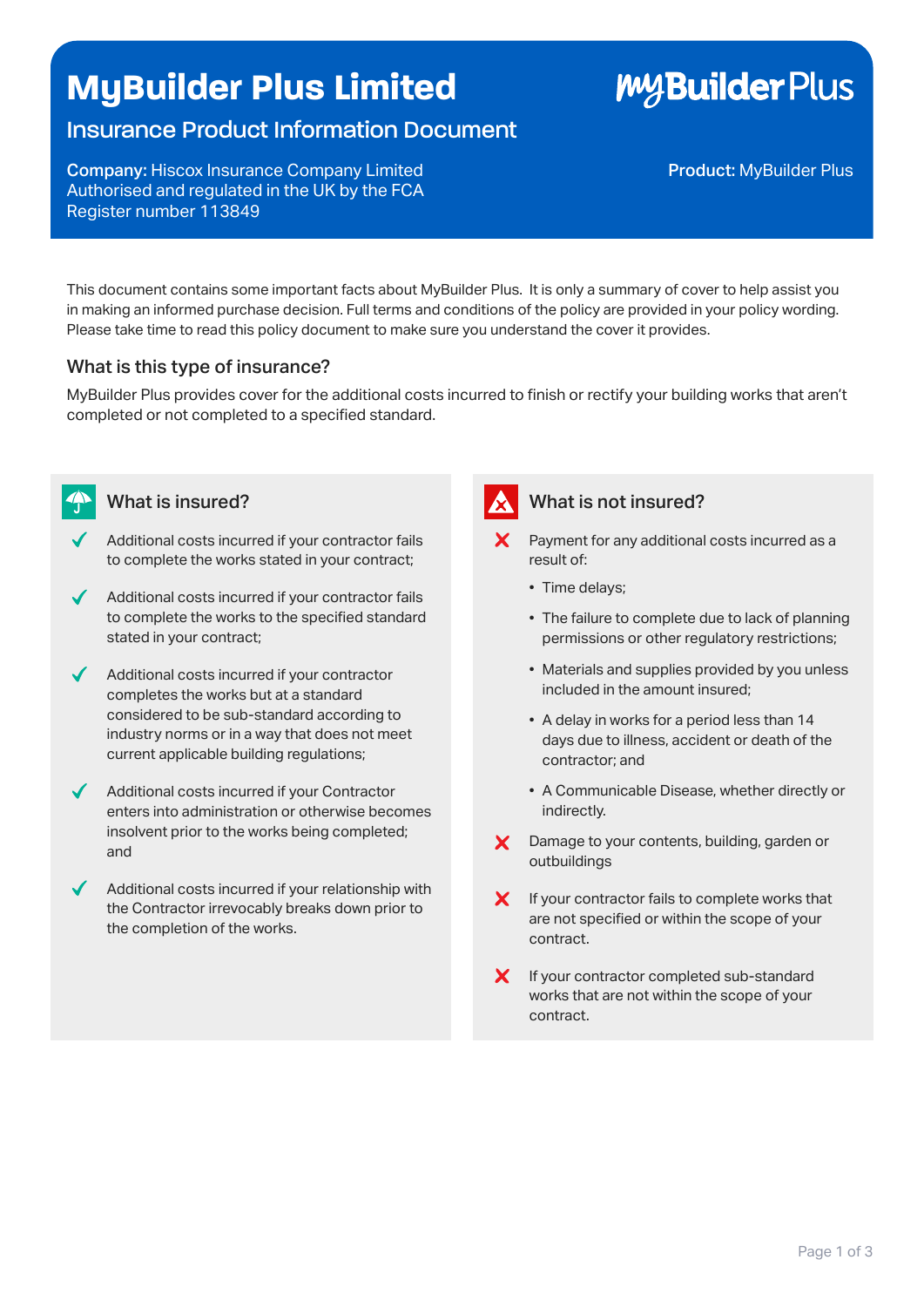# MyBuilder Plus Limited

## Insurance Product Information Document

**Company:** Hiscox Insurance Company Limited
Authorised and regulated in the UK by the FCA
Register number 113849

**Product:** MyBuilder Plus

This document contains some important facts about MyBuilder Plus. It is only a summary of cover to help assist you in making an informed purchase decision. Full terms and conditions of the policy are provided in your policy wording. Please take time to read this policy document to make sure you understand the cover it provides.

### What is this type of insurance?

MyBuilder Plus provides cover for the additional costs incurred to finish or rectify your building works that aren't completed or not completed to a specified standard.

### What is insured?

- ✓ Additional costs incurred if your contractor fails to complete the works stated in your contract;
- ✓ Additional costs incurred if your contractor fails to complete the works to the specified standard stated in your contract;
- ✓ Additional costs incurred if your contractor completes the works but at a standard considered to be sub-standard according to industry norms or in a way that does not meet current applicable building regulations;
- ✓ Additional costs incurred if your Contractor enters into administration or otherwise becomes insolvent prior to the works being completed; and
- ✓ Additional costs incurred if your relationship with the Contractor irrevocably breaks down prior to the completion of the works.

### What is not insured?

- ✗ Payment for any additional costs incurred as a result of:
  - Time delays;
  - The failure to complete due to lack of planning permissions or other regulatory restrictions;
  - Materials and supplies provided by you unless included in the amount insured;
  - A delay in works for a period less than 14 days due to illness, accident or death of the contractor; and
  - A Communicable Disease, whether directly or indirectly.
- ✗ Damage to your contents, building, garden or outbuildings
- ✗ If your contractor fails to complete works that are not specified or within the scope of your contract.
- ✗ If your contractor completed sub-standard works that are not within the scope of your contract.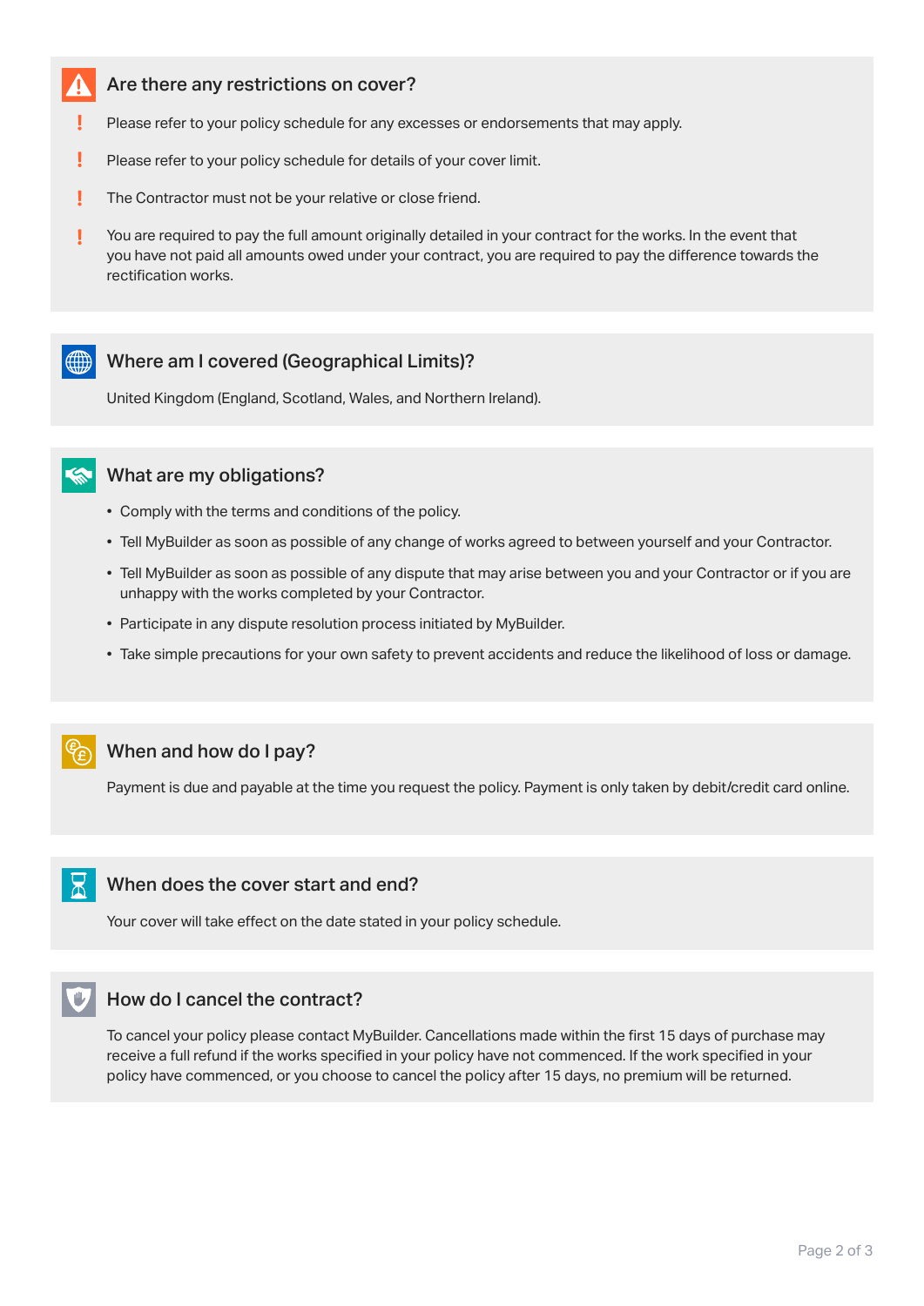## Are there any restrictions on cover?

- ! Please refer to your policy schedule for any excesses or endorsements that may apply.
- ! Please refer to your policy schedule for details of your cover limit.
- ! The Contractor must not be your relative or close friend.
- ! You are required to pay the full amount originally detailed in your contract for the works. In the event that you have not paid all amounts owed under your contract, you are required to pay the difference towards the rectification works.

## Where am I covered (Geographical Limits)?

United Kingdom (England, Scotland, Wales, and Northern Ireland).

## What are my obligations?

- Comply with the terms and conditions of the policy.
- Tell MyBuilder as soon as possible of any change of works agreed to between yourself and your Contractor.
- Tell MyBuilder as soon as possible of any dispute that may arise between you and your Contractor or if you are unhappy with the works completed by your Contractor.
- Participate in any dispute resolution process initiated by MyBuilder.
- Take simple precautions for your own safety to prevent accidents and reduce the likelihood of loss or damage.

## When and how do I pay?

Payment is due and payable at the time you request the policy. Payment is only taken by debit/credit card online.

## When does the cover start and end?

Your cover will take effect on the date stated in your policy schedule.

## How do I cancel the contract?

To cancel your policy please contact MyBuilder. Cancellations made within the first 15 days of purchase may receive a full refund if the works specified in your policy have not commenced. If the work specified in your policy have commenced, or you choose to cancel the policy after 15 days, no premium will be returned.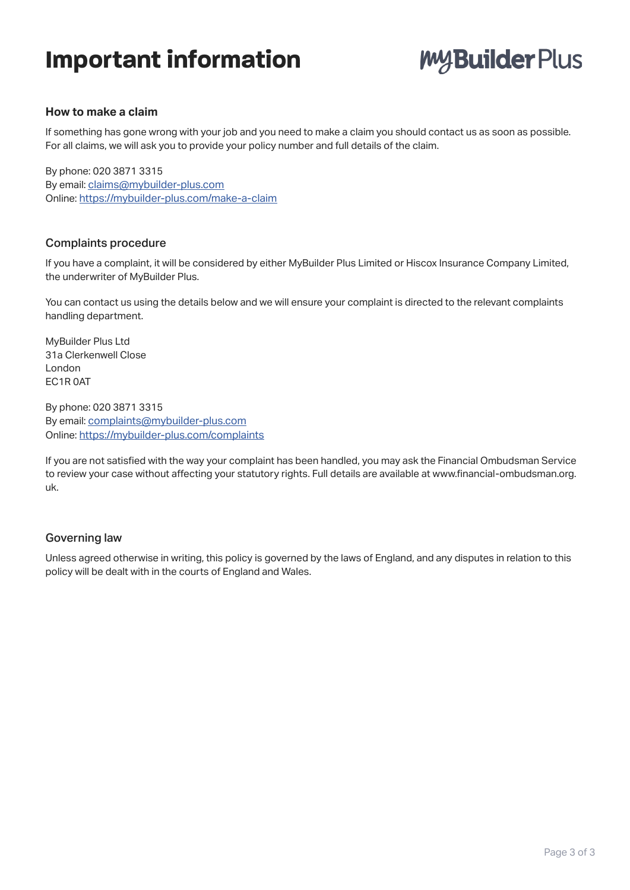# Important information

MyBuilder Plus

### How to make a claim

If something has gone wrong with your job and you need to make a claim you should contact us as soon as possible. For all claims, we will ask you to provide your policy number and full details of the claim.

By phone: 020 3871 3315
By email: [claims@mybuilder-plus.com](mailto:claims@mybuilder-plus.com)
Online: [https://mybuilder-plus.com/make-a-claim](https://mybuilder-plus.com/make-a-claim)

### Complaints procedure

If you have a complaint, it will be considered by either MyBuilder Plus Limited or Hiscox Insurance Company Limited, the underwriter of MyBuilder Plus.

You can contact us using the details below and we will ensure your complaint is directed to the relevant complaints handling department.

MyBuilder Plus Ltd
31a Clerkenwell Close
London
EC1R 0AT

By phone: 020 3871 3315
By email: [complaints@mybuilder-plus.com](mailto:complaints@mybuilder-plus.com)
Online: [https://mybuilder-plus.com/complaints](https://mybuilder-plus.com/complaints)

If you are not satisfied with the way your complaint has been handled, you may ask the Financial Ombudsman Service to review your case without affecting your statutory rights. Full details are available at www.financial-ombudsman.org.uk.

### Governing law

Unless agreed otherwise in writing, this policy is governed by the laws of England, and any disputes in relation to this policy will be dealt with in the courts of England and Wales.